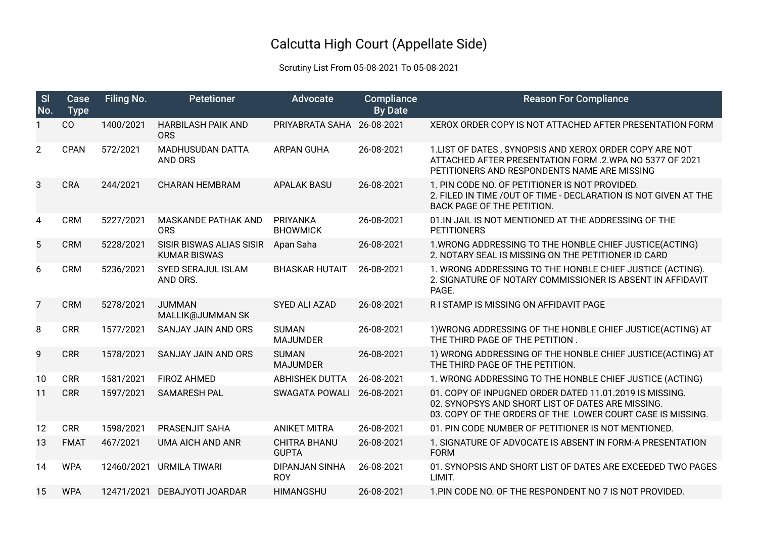# Calcutta High Court (Appellate Side)

Scrutiny List From 05-08-2021 To 05-08-2021

| Sl No. | Case Type | Filing No. | Petetioner | Advocate | Compliance By Date | Reason For Compliance |
|---|---|---|---|---|---|---|
| 1 | CO | 1400/2021 | HARBILASH PAIK AND ORS | PRIYABRATA SAHA | 26-08-2021 | XEROX ORDER COPY IS NOT ATTACHED AFTER PRESENTATION FORM |
| 2 | CPAN | 572/2021 | MADHUSUDAN DATTA AND ORS | ARPAN GUHA | 26-08-2021 | 1.LIST OF DATES , SYNOPSIS AND XEROX ORDER COPY ARE NOT ATTACHED AFTER PRESENTATION FORM .2.WPA NO 5377 OF 2021 PETITIONERS AND RESPONDENTS NAME ARE MISSING |
| 3 | CRA | 244/2021 | CHARAN HEMBRAM | APALAK BASU | 26-08-2021 | 1. PIN CODE NO. OF PETITIONER IS NOT PROVIDED.<br>2. FILED IN TIME /OUT OF TIME - DECLARATION IS NOT GIVEN AT THE BACK PAGE OF THE PETITION. |
| 4 | CRM | 5227/2021 | MASKANDE PATHAK AND ORS | PRIYANKA BHOWMICK | 26-08-2021 | 01.IN JAIL IS NOT MENTIONED AT THE ADDRESSING OF THE PETITIONERS |
| 5 | CRM | 5228/2021 | SISIR BISWAS ALIAS SISIR KUMAR BISWAS | Apan Saha | 26-08-2021 | 1.WRONG ADDRESSING TO THE HONBLE CHIEF JUSTICE(ACTING)<br>2. NOTARY SEAL IS MISSING ON THE PETITIONER ID CARD |
| 6 | CRM | 5236/2021 | SYED SERAJUL ISLAM AND ORS. | BHASKAR HUTAIT | 26-08-2021 | 1. WRONG ADDRESSING TO THE HONBLE CHIEF JUSTICE (ACTING).<br>2. SIGNATURE OF NOTARY COMMISSIONER IS ABSENT IN AFFIDAVIT PAGE. |
| 7 | CRM | 5278/2021 | JUMMAN MALLIK@JUMMAN SK | SYED ALI AZAD | 26-08-2021 | R I STAMP IS MISSING ON AFFIDAVIT PAGE |
| 8 | CRR | 1577/2021 | SANJAY JAIN AND ORS | SUMAN MAJUMDER | 26-08-2021 | 1)WRONG ADDRESSING OF THE HONBLE CHIEF JUSTICE(ACTING) AT THE THIRD PAGE OF THE PETITION . |
| 9 | CRR | 1578/2021 | SANJAY JAIN AND ORS | SUMAN MAJUMDER | 26-08-2021 | 1) WRONG ADDRESSING OF THE HONBLE CHIEF JUSTICE(ACTING) AT THE THIRD PAGE OF THE PETITION. |
| 10 | CRR | 1581/2021 | FIROZ AHMED | ABHISHEK DUTTA | 26-08-2021 | 1. WRONG ADDRESSING TO THE HONBLE CHIEF JUSTICE (ACTING) |
| 11 | CRR | 1597/2021 | SAMARESH PAL | SWAGATA POWALI | 26-08-2021 | 01. COPY OF INPUGNED ORDER DATED 11.01.2019 IS MISSING.<br>02. SYNOPSYS AND SHORT LIST OF DATES ARE MISSING.<br>03. COPY OF THE ORDERS OF THE LOWER COURT CASE IS MISSING. |
| 12 | CRR | 1598/2021 | PRASENJIT SAHA | ANIKET MITRA | 26-08-2021 | 01. PIN CODE NUMBER OF PETITIONER IS NOT MENTIONED. |
| 13 | FMAT | 467/2021 | UMA AICH AND ANR | CHITRA BHANU GUPTA | 26-08-2021 | 1. SIGNATURE OF ADVOCATE IS ABSENT IN FORM-A PRESENTATION FORM |
| 14 | WPA | 12460/2021 | URMILA TIWARI | DIPANJAN SINHA ROY | 26-08-2021 | 01. SYNOPSIS AND SHORT LIST OF DATES ARE EXCEEDED TWO PAGES LIMIT. |
| 15 | WPA | 12471/2021 | DEBAJYOTI JOARDAR | HIMANGSHU | 26-08-2021 | 1.PIN CODE NO. OF THE RESPONDENT NO 7 IS NOT PROVIDED. |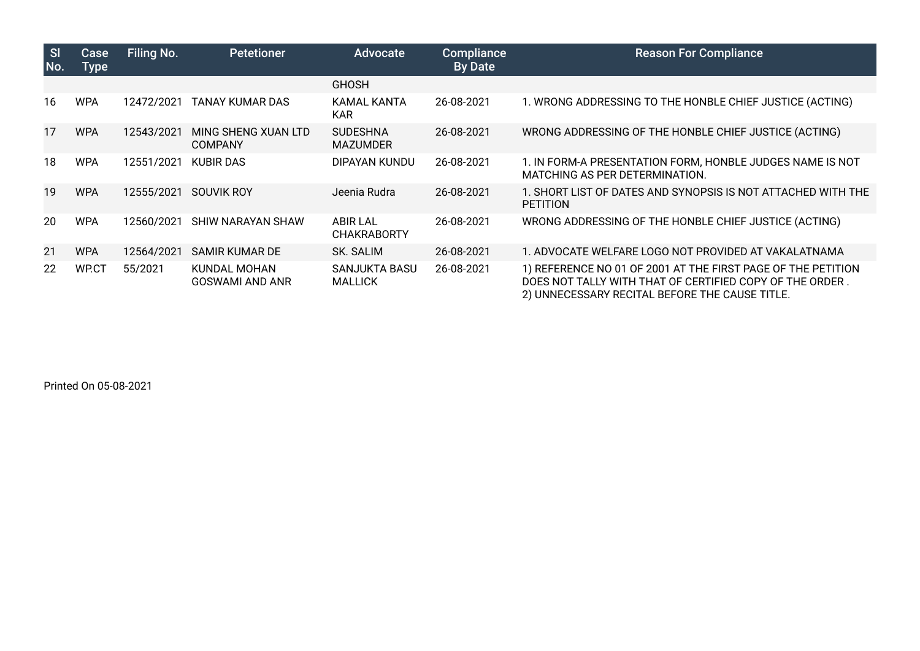| Sl No. | Case Type | Filing No. | Petetioner | Advocate | Compliance By Date | Reason For Compliance |
|---|---|---|---|---|---|---|
| | | | | GHOSH | | |
| 16 | WPA | 12472/2021 | TANAY KUMAR DAS | KAMAL KANTA KAR | 26-08-2021 | 1. WRONG ADDRESSING TO THE HONBLE CHIEF JUSTICE (ACTING) |
| 17 | WPA | 12543/2021 | MING SHENG XUAN LTD COMPANY | SUDESHNA MAZUMDER | 26-08-2021 | WRONG ADDRESSING OF THE HONBLE CHIEF JUSTICE (ACTING) |
| 18 | WPA | 12551/2021 | KUBIR DAS | DIPAYAN KUNDU | 26-08-2021 | 1. IN FORM-A PRESENTATION FORM, HONBLE JUDGES NAME IS NOT MATCHING AS PER DETERMINATION. |
| 19 | WPA | 12555/2021 | SOUVIK ROY | Jeenia Rudra | 26-08-2021 | 1. SHORT LIST OF DATES AND SYNOPSIS IS NOT ATTACHED WITH THE PETITION |
| 20 | WPA | 12560/2021 | SHIW NARAYAN SHAW | ABIR LAL CHAKRABORTY | 26-08-2021 | WRONG ADDRESSING OF THE HONBLE CHIEF JUSTICE (ACTING) |
| 21 | WPA | 12564/2021 | SAMIR KUMAR DE | SK. SALIM | 26-08-2021 | 1. ADVOCATE WELFARE LOGO NOT PROVIDED AT VAKALATNAMA |
| 22 | WP.CT | 55/2021 | KUNDAL MOHAN GOSWAMI AND ANR | SANJUKTA BASU MALLICK | 26-08-2021 | 1) REFERENCE NO 01 OF 2001 AT THE FIRST PAGE OF THE PETITION DOES NOT TALLY WITH THAT OF CERTIFIED COPY OF THE ORDER . 2) UNNECESSARY RECITAL BEFORE THE CAUSE TITLE. |

Printed On 05-08-2021